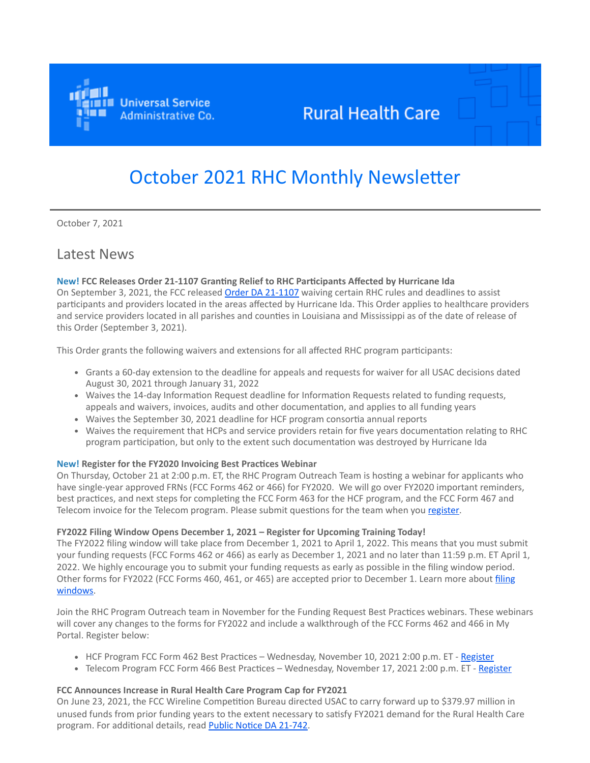Universal Service Administrative Co.

Rural Health Care

# October 2021 RHC Monthly Newsletter

October 7, 2021

## Latest News

**New! FCC Releases Order 21-1107 Granting Relief to RHC Participants Affected by Hurricane Ida**
On September 3, 2021, the FCC released Order DA 21-1107 waiving certain RHC rules and deadlines to assist participants and providers located in the areas affected by Hurricane Ida. This Order applies to healthcare providers and service providers located in all parishes and counties in Louisiana and Mississippi as of the date of release of this Order (September 3, 2021).

This Order grants the following waivers and extensions for all affected RHC program participants:

- Grants a 60-day extension to the deadline for appeals and requests for waiver for all USAC decisions dated August 30, 2021 through January 31, 2022
- Waives the 14-day Information Request deadline for Information Requests related to funding requests, appeals and waivers, invoices, audits and other documentation, and applies to all funding years
- Waives the September 30, 2021 deadline for HCF program consortia annual reports
- Waives the requirement that HCPs and service providers retain for five years documentation relating to RHC program participation, but only to the extent such documentation was destroyed by Hurricane Ida

**New! Register for the FY2020 Invoicing Best Practices Webinar**
On Thursday, October 21 at 2:00 p.m. ET, the RHC Program Outreach Team is hosting a webinar for applicants who have single-year approved FRNs (FCC Forms 462 or 466) for FY2020. We will go over FY2020 important reminders, best practices, and next steps for completing the FCC Form 463 for the HCF program, and the FCC Form 467 and Telecom invoice for the Telecom program. Please submit questions for the team when you register.

**FY2022 Filing Window Opens December 1, 2021 – Register for Upcoming Training Today!**
The FY2022 filing window will take place from December 1, 2021 to April 1, 2022. This means that you must submit your funding requests (FCC Forms 462 or 466) as early as December 1, 2021 and no later than 11:59 p.m. ET April 1, 2022. We highly encourage you to submit your funding requests as early as possible in the filing window period. Other forms for FY2022 (FCC Forms 460, 461, or 465) are accepted prior to December 1. Learn more about filing windows.

Join the RHC Program Outreach team in November for the Funding Request Best Practices webinars. These webinars will cover any changes to the forms for FY2022 and include a walkthrough of the FCC Forms 462 and 466 in My Portal. Register below:

- HCF Program FCC Form 462 Best Practices – Wednesday, November 10, 2021 2:00 p.m. ET - Register
- Telecom Program FCC Form 466 Best Practices – Wednesday, November 17, 2021 2:00 p.m. ET - Register

**FCC Announces Increase in Rural Health Care Program Cap for FY2021**
On June 23, 2021, the FCC Wireline Competition Bureau directed USAC to carry forward up to $379.97 million in unused funds from prior funding years to the extent necessary to satisfy FY2021 demand for the Rural Health Care program. For additional details, read Public Notice DA 21-742.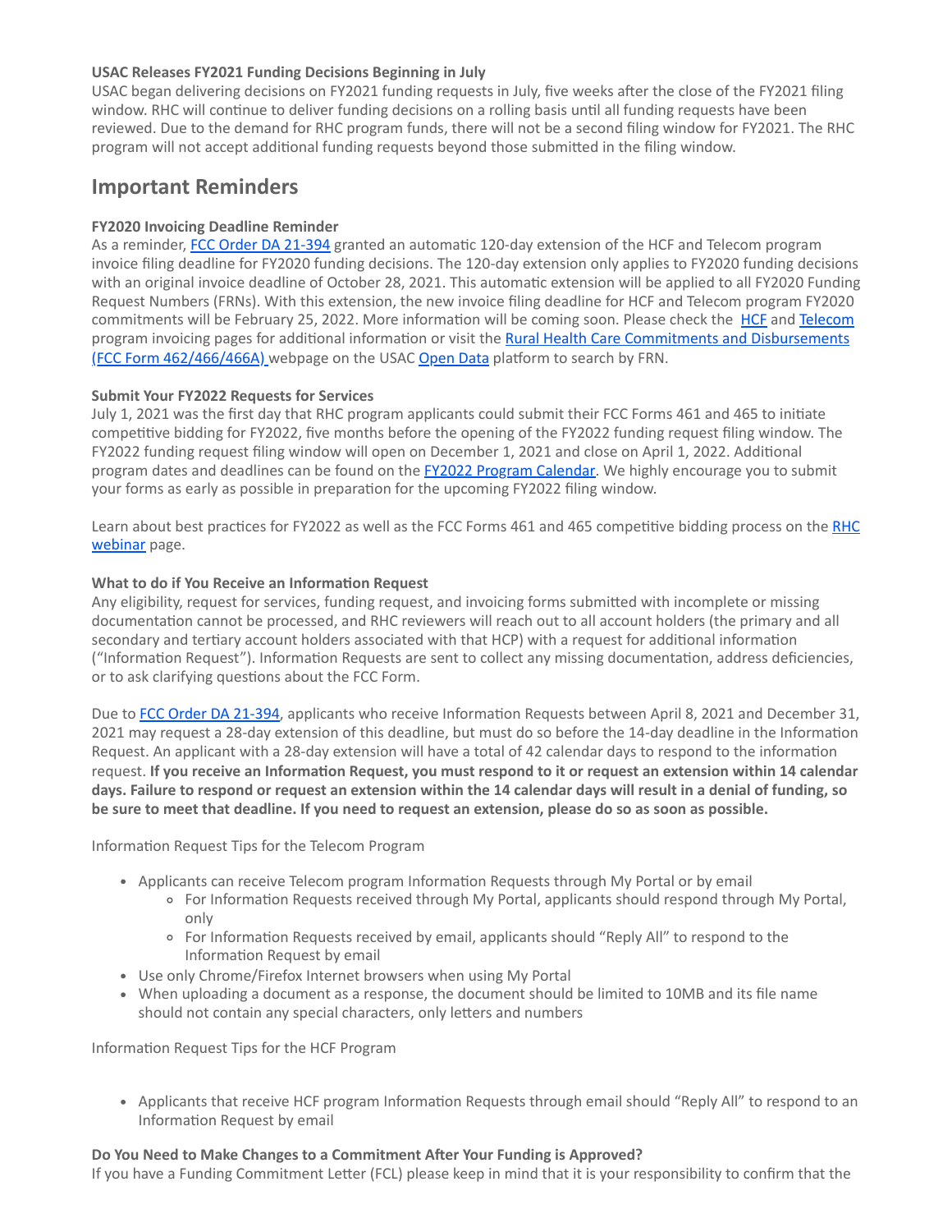**USAC Releases FY2021 Funding Decisions Beginning in July**

USAC began delivering decisions on FY2021 funding requests in July, five weeks after the close of the FY2021 filing window. RHC will continue to deliver funding decisions on a rolling basis until all funding requests have been reviewed. Due to the demand for RHC program funds, there will not be a second filing window for FY2021. The RHC program will not accept additional funding requests beyond those submitted in the filing window.

## Important Reminders

**FY2020 Invoicing Deadline Reminder**

As a reminder, FCC Order DA 21-394 granted an automatic 120-day extension of the HCF and Telecom program invoice filing deadline for FY2020 funding decisions. The 120-day extension only applies to FY2020 funding decisions with an original invoice deadline of October 28, 2021. This automatic extension will be applied to all FY2020 Funding Request Numbers (FRNs). With this extension, the new invoice filing deadline for HCF and Telecom program FY2020 commitments will be February 25, 2022. More information will be coming soon. Please check the HCF and Telecom program invoicing pages for additional information or visit the Rural Health Care Commitments and Disbursements (FCC Form 462/466/466A) webpage on the USAC Open Data platform to search by FRN.

**Submit Your FY2022 Requests for Services**

July 1, 2021 was the first day that RHC program applicants could submit their FCC Forms 461 and 465 to initiate competitive bidding for FY2022, five months before the opening of the FY2022 funding request filing window. The FY2022 funding request filing window will open on December 1, 2021 and close on April 1, 2022. Additional program dates and deadlines can be found on the FY2022 Program Calendar. We highly encourage you to submit your forms as early as possible in preparation for the upcoming FY2022 filing window.

Learn about best practices for FY2022 as well as the FCC Forms 461 and 465 competitive bidding process on the RHC webinar page.

**What to do if You Receive an Information Request**

Any eligibility, request for services, funding request, and invoicing forms submitted with incomplete or missing documentation cannot be processed, and RHC reviewers will reach out to all account holders (the primary and all secondary and tertiary account holders associated with that HCP) with a request for additional information ("Information Request"). Information Requests are sent to collect any missing documentation, address deficiencies, or to ask clarifying questions about the FCC Form.

Due to FCC Order DA 21-394, applicants who receive Information Requests between April 8, 2021 and December 31, 2021 may request a 28-day extension of this deadline, but must do so before the 14-day deadline in the Information Request. An applicant with a 28-day extension will have a total of 42 calendar days to respond to the information request. **If you receive an Information Request, you must respond to it or request an extension within 14 calendar days. Failure to respond or request an extension within the 14 calendar days will result in a denial of funding, so be sure to meet that deadline. If you need to request an extension, please do so as soon as possible.**

Information Request Tips for the Telecom Program

- Applicants can receive Telecom program Information Requests through My Portal or by email
  - For Information Requests received through My Portal, applicants should respond through My Portal, only
  - For Information Requests received by email, applicants should "Reply All" to respond to the Information Request by email
- Use only Chrome/Firefox Internet browsers when using My Portal
- When uploading a document as a response, the document should be limited to 10MB and its file name should not contain any special characters, only letters and numbers

Information Request Tips for the HCF Program

- Applicants that receive HCF program Information Requests through email should "Reply All" to respond to an Information Request by email

**Do You Need to Make Changes to a Commitment After Your Funding is Approved?**

If you have a Funding Commitment Letter (FCL) please keep in mind that it is your responsibility to confirm that the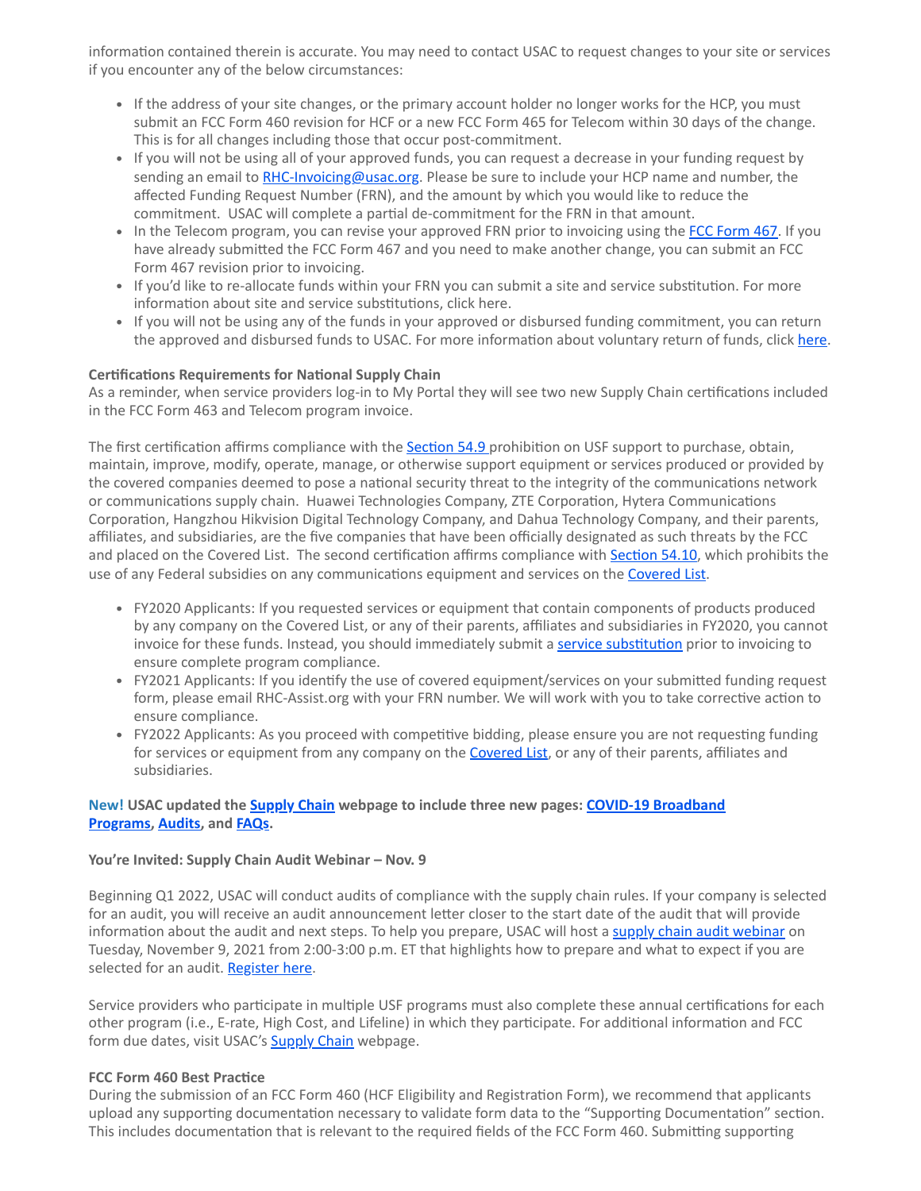information contained therein is accurate. You may need to contact USAC to request changes to your site or services if you encounter any of the below circumstances:

- If the address of your site changes, or the primary account holder no longer works for the HCP, you must submit an FCC Form 460 revision for HCF or a new FCC Form 465 for Telecom within 30 days of the change. This is for all changes including those that occur post-commitment.
- If you will not be using all of your approved funds, you can request a decrease in your funding request by sending an email to [RHC-Invoicing@usac.org](mailto:RHC-Invoicing@usac.org). Please be sure to include your HCP name and number, the affected Funding Request Number (FRN), and the amount by which you would like to reduce the commitment. USAC will complete a partial de-commitment for the FRN in that amount.
- In the Telecom program, you can revise your approved FRN prior to invoicing using the [FCC Form 467](). If you have already submitted the FCC Form 467 and you need to make another change, you can submit an FCC Form 467 revision prior to invoicing.
- If you'd like to re-allocate funds within your FRN you can submit a site and service substitution. For more information about site and service substitutions, click here.
- If you will not be using any of the funds in your approved or disbursed funding commitment, you can return the approved and disbursed funds to USAC. For more information about voluntary return of funds, click [here]().

**Certifications Requirements for National Supply Chain**
As a reminder, when service providers log-in to My Portal they will see two new Supply Chain certifications included in the FCC Form 463 and Telecom program invoice.

The first certification affirms compliance with the [Section 54.9]() prohibition on USF support to purchase, obtain, maintain, improve, modify, operate, manage, or otherwise support equipment or services produced or provided by the covered companies deemed to pose a national security threat to the integrity of the communications network or communications supply chain. Huawei Technologies Company, ZTE Corporation, Hytera Communications Corporation, Hangzhou Hikvision Digital Technology Company, and Dahua Technology Company, and their parents, affiliates, and subsidiaries, are the five companies that have been officially designated as such threats by the FCC and placed on the Covered List. The second certification affirms compliance with [Section 54.10](), which prohibits the use of any Federal subsidies on any communications equipment and services on the [Covered List]().

- FY2020 Applicants: If you requested services or equipment that contain components of products produced by any company on the Covered List, or any of their parents, affiliates and subsidiaries in FY2020, you cannot invoice for these funds. Instead, you should immediately submit a [service substitution]() prior to invoicing to ensure complete program compliance.
- FY2021 Applicants: If you identify the use of covered equipment/services on your submitted funding request form, please email RHC-Assist.org with your FRN number. We will work with you to take corrective action to ensure compliance.
- FY2022 Applicants: As you proceed with competitive bidding, please ensure you are not requesting funding for services or equipment from any company on the [Covered List](), or any of their parents, affiliates and subsidiaries.

**New! USAC updated the [Supply Chain]() webpage to include three new pages: [COVID-19 Broadband Programs](), [Audits](), and [FAQs]().**

**You're Invited: Supply Chain Audit Webinar – Nov. 9**

Beginning Q1 2022, USAC will conduct audits of compliance with the supply chain rules. If your company is selected for an audit, you will receive an audit announcement letter closer to the start date of the audit that will provide information about the audit and next steps. To help you prepare, USAC will host a [supply chain audit webinar]() on Tuesday, November 9, 2021 from 2:00-3:00 p.m. ET that highlights how to prepare and what to expect if you are selected for an audit. [Register here]().

Service providers who participate in multiple USF programs must also complete these annual certifications for each other program (i.e., E-rate, High Cost, and Lifeline) in which they participate. For additional information and FCC form due dates, visit USAC's [Supply Chain]() webpage.

**FCC Form 460 Best Practice**
During the submission of an FCC Form 460 (HCF Eligibility and Registration Form), we recommend that applicants upload any supporting documentation necessary to validate form data to the "Supporting Documentation" section. This includes documentation that is relevant to the required fields of the FCC Form 460. Submitting supporting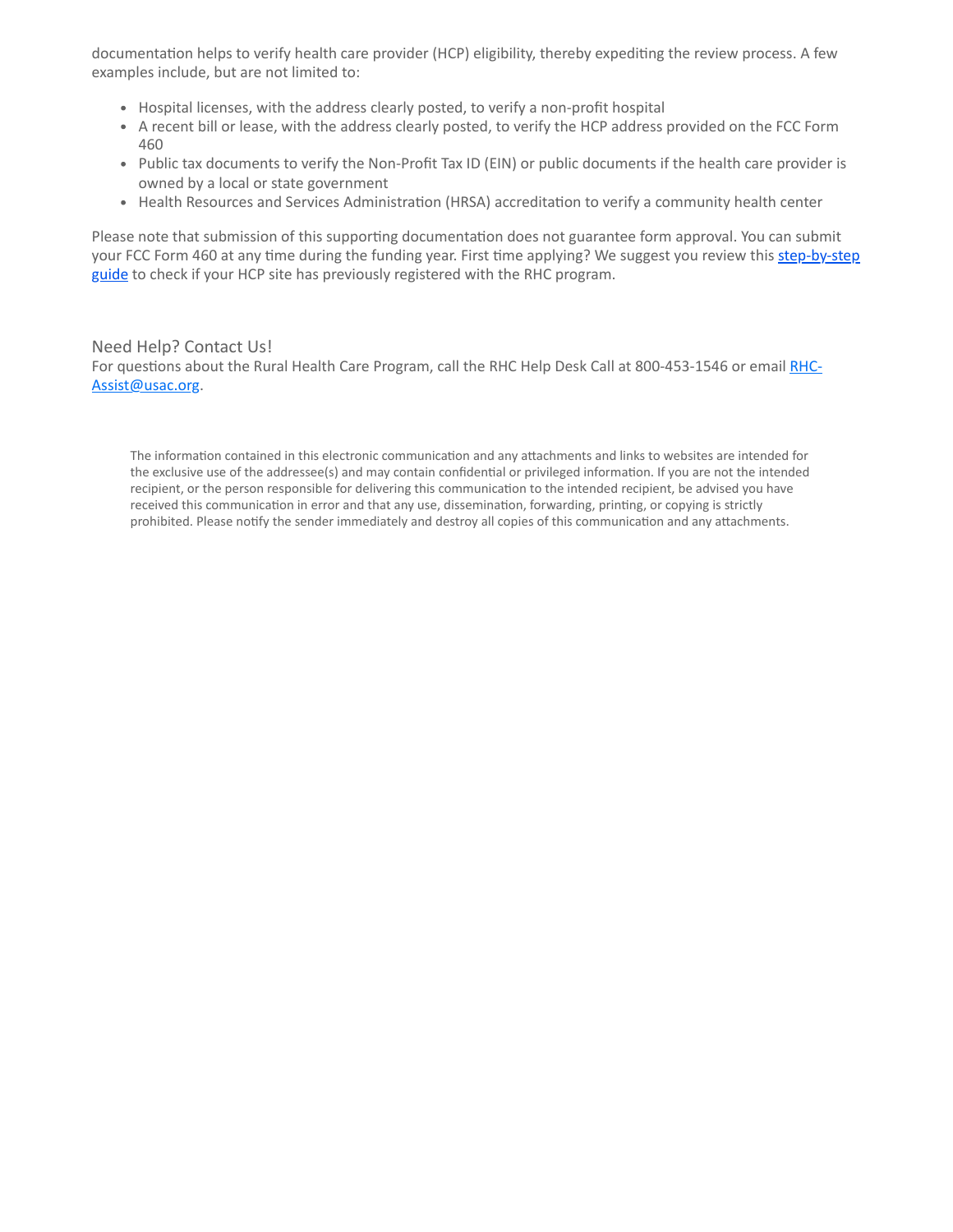documentation helps to verify health care provider (HCP) eligibility, thereby expediting the review process. A few examples include, but are not limited to:

- Hospital licenses, with the address clearly posted, to verify a non-profit hospital
- A recent bill or lease, with the address clearly posted, to verify the HCP address provided on the FCC Form 460
- Public tax documents to verify the Non-Profit Tax ID (EIN) or public documents if the health care provider is owned by a local or state government
- Health Resources and Services Administration (HRSA) accreditation to verify a community health center

Please note that submission of this supporting documentation does not guarantee form approval. You can submit your FCC Form 460 at any time during the funding year. First time applying? We suggest you review this step-by-step guide to check if your HCP site has previously registered with the RHC program.

## Need Help? Contact Us!

For questions about the Rural Health Care Program, call the RHC Help Desk Call at 800-453-1546 or email RHC-Assist@usac.org.

The information contained in this electronic communication and any attachments and links to websites are intended for the exclusive use of the addressee(s) and may contain confidential or privileged information. If you are not the intended recipient, or the person responsible for delivering this communication to the intended recipient, be advised you have received this communication in error and that any use, dissemination, forwarding, printing, or copying is strictly prohibited. Please notify the sender immediately and destroy all copies of this communication and any attachments.